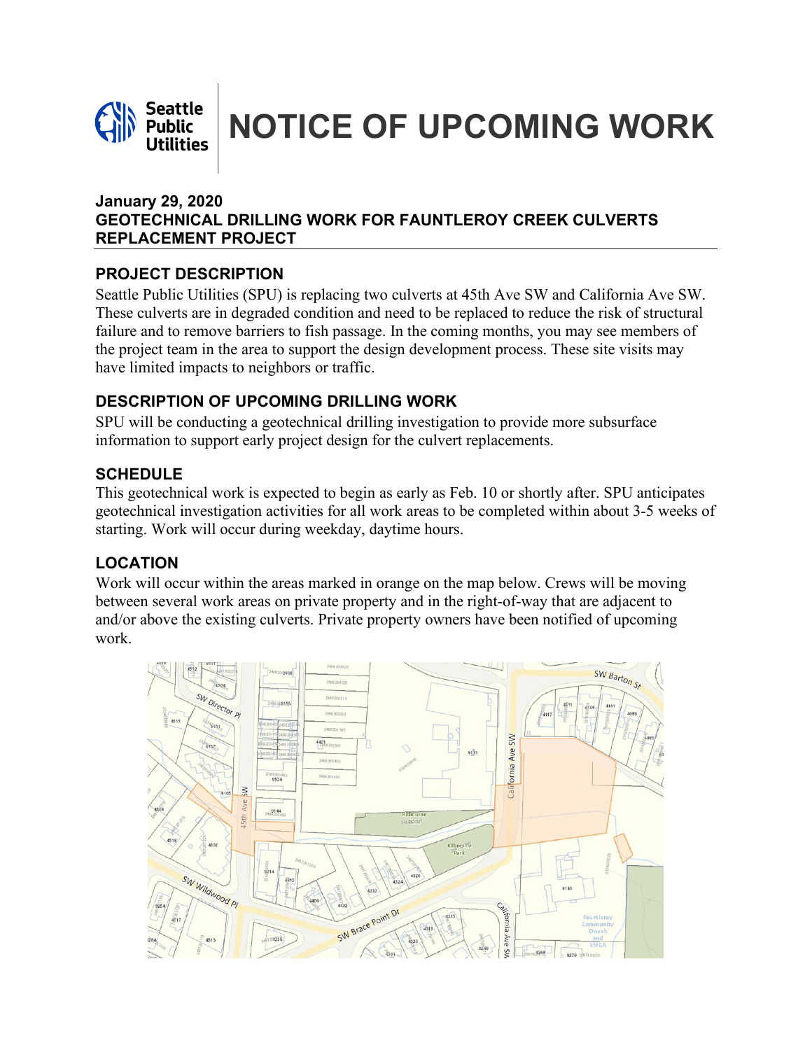# NOTICE OF UPCOMING WORK

**January 29, 2020**
**GEOTECHNICAL DRILLING WORK FOR FAUNTLEROY CREEK CULVERTS REPLACEMENT PROJECT**

## PROJECT DESCRIPTION

Seattle Public Utilities (SPU) is replacing two culverts at 45th Ave SW and California Ave SW. These culverts are in degraded condition and need to be replaced to reduce the risk of structural failure and to remove barriers to fish passage. In the coming months, you may see members of the project team in the area to support the design development process. These site visits may have limited impacts to neighbors or traffic.

## DESCRIPTION OF UPCOMING DRILLING WORK

SPU will be conducting a geotechnical drilling investigation to provide more subsurface information to support early project design for the culvert replacements.

## SCHEDULE

This geotechnical work is expected to begin as early as Feb. 10 or shortly after. SPU anticipates geotechnical investigation activities for all work areas to be completed within about 3-5 weeks of starting. Work will occur during weekday, daytime hours.

## LOCATION

Work will occur within the areas marked in orange on the map below. Crews will be moving between several work areas on private property and in the right-of-way that are adjacent to and/or above the existing culverts. Private property owners have been notified of upcoming work.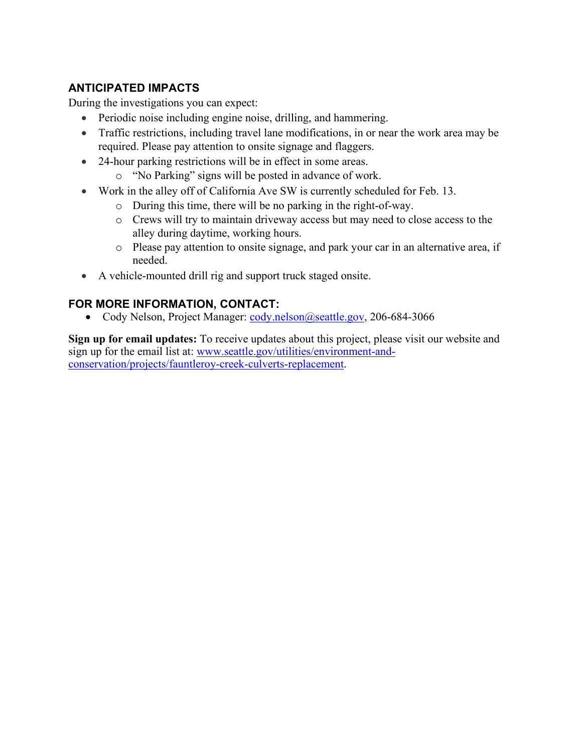## ANTICIPATED IMPACTS

During the investigations you can expect:

- Periodic noise including engine noise, drilling, and hammering.
- Traffic restrictions, including travel lane modifications, in or near the work area may be required. Please pay attention to onsite signage and flaggers.
- 24-hour parking restrictions will be in effect in some areas.
  - "No Parking" signs will be posted in advance of work.
- Work in the alley off of California Ave SW is currently scheduled for Feb. 13.
  - During this time, there will be no parking in the right-of-way.
  - Crews will try to maintain driveway access but may need to close access to the alley during daytime, working hours.
  - Please pay attention to onsite signage, and park your car in an alternative area, if needed.
- A vehicle-mounted drill rig and support truck staged onsite.

## FOR MORE INFORMATION, CONTACT:

- Cody Nelson, Project Manager: cody.nelson@seattle.gov, 206-684-3066

**Sign up for email updates:** To receive updates about this project, please visit our website and sign up for the email list at: www.seattle.gov/utilities/environment-and-conservation/projects/fauntleroy-creek-culverts-replacement.